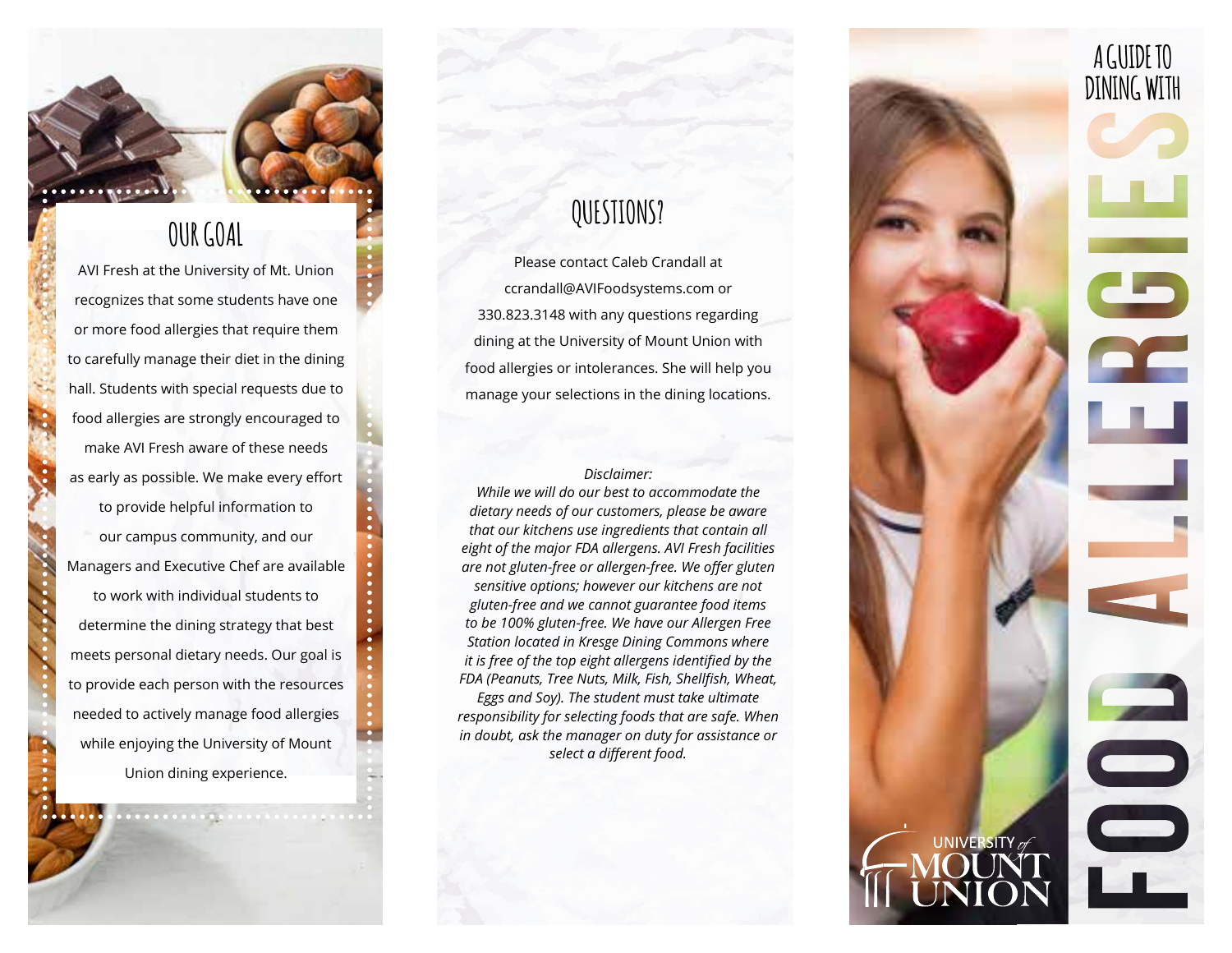## OUR GOAL

AVI Fresh at the University of Mt. Union recognizes that some students have one or more food allergies that require them to carefully manage their diet in the dining hall. Students with special requests due to food allergies are strongly encouraged to make AVI Fresh aware of these needs as early as possible. We make every effort to provide helpful information to our campus community, and our Managers and Executive Chef are available to work with individual students to determine the dining strategy that best meets personal dietary needs. Our goal is to provide each person with the resources needed to actively manage food allergies while enjoying the University of Mount Union dining experience.

## QUESTIONS?

Please contact Caleb Crandall at ccrandall@AVIFoodsystems.com or 330.823.3148 with any questions regarding dining at the University of Mount Union with food allergies or intolerances. She will help you manage your selections in the dining locations.

*Disclaimer:*
*While we will do our best to accommodate the dietary needs of our customers, please be aware that our kitchens use ingredients that contain all eight of the major FDA allergens. AVI Fresh facilities are not gluten-free or allergen-free. We offer gluten sensitive options; however our kitchens are not gluten-free and we cannot guarantee food items to be 100% gluten-free. We have our Allergen Free Station located in Kresge Dining Commons where it is free of the top eight allergens identified by the FDA (Peanuts, Tree Nuts, Milk, Fish, Shellfish, Wheat, Eggs and Soy). The student must take ultimate responsibility for selecting foods that are safe. When in doubt, ask the manager on duty for assistance or select a different food.*

# A GUIDE TO DINING WITH FOOD ALLERGIES

UNIVERSITY of MOUNT UNION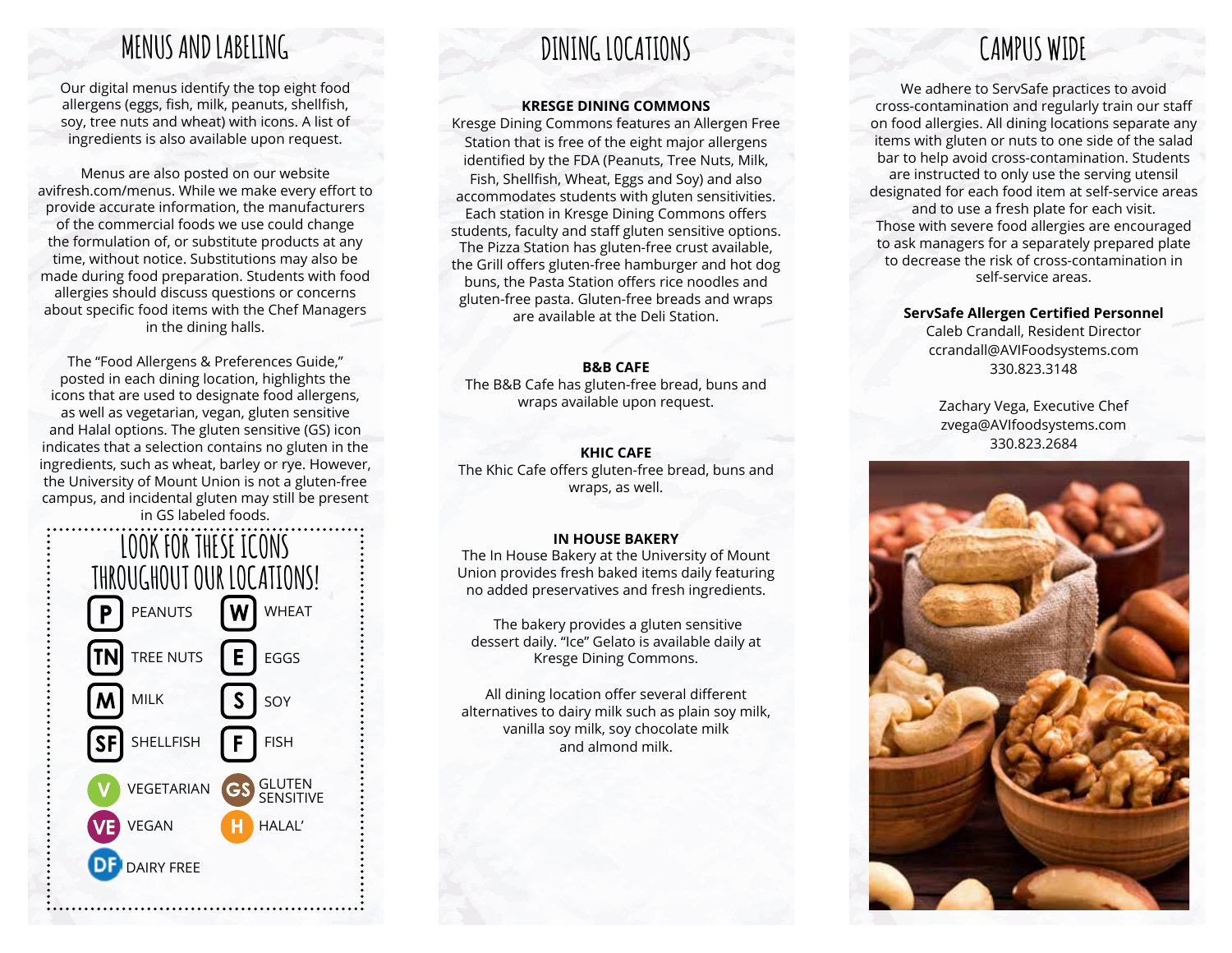# MENUS AND LABELING

Our digital menus identify the top eight food allergens (eggs, fish, milk, peanuts, shellfish, soy, tree nuts and wheat) with icons. A list of ingredients is also available upon request.

Menus are also posted on our website avifresh.com/menus. While we make every effort to provide accurate information, the manufacturers of the commercial foods we use could change the formulation of, or substitute products at any time, without notice. Substitutions may also be made during food preparation. Students with food allergies should discuss questions or concerns about specific food items with the Chef Managers in the dining halls.

The "Food Allergens & Preferences Guide," posted in each dining location, highlights the icons that are used to designate food allergens, as well as vegetarian, vegan, gluten sensitive and Halal options. The gluten sensitive (GS) icon indicates that a selection contains no gluten in the ingredients, such as wheat, barley or rye. However, the University of Mount Union is not a gluten-free campus, and incidental gluten may still be present in GS labeled foods.

## LOOK FOR THESE ICONS THROUGHOUT OUR LOCATIONS!

- P — PEANUTS
- W — WHEAT
- TN — TREE NUTS
- E — EGGS
- M — MILK
- S — SOY
- SF — SHELLFISH
- F — FISH
- V — VEGETARIAN
- GS — GLUTEN SENSITIVE
- VE — VEGAN
- H — HALAL'
- DF — DAIRY FREE

# DINING LOCATIONS

**KRESGE DINING COMMONS**

Kresge Dining Commons features an Allergen Free Station that is free of the eight major allergens identified by the FDA (Peanuts, Tree Nuts, Milk, Fish, Shellfish, Wheat, Eggs and Soy) and also accommodates students with gluten sensitivities. Each station in Kresge Dining Commons offers students, faculty and staff gluten sensitive options. The Pizza Station has gluten-free crust available, the Grill offers gluten-free hamburger and hot dog buns, the Pasta Station offers rice noodles and gluten-free pasta. Gluten-free breads and wraps are available at the Deli Station.

**B&B CAFE**

The B&B Cafe has gluten-free bread, buns and wraps available upon request.

**KHIC CAFE**

The Khic Cafe offers gluten-free bread, buns and wraps, as well.

**IN HOUSE BAKERY**

The In House Bakery at the University of Mount Union provides fresh baked items daily featuring no added preservatives and fresh ingredients.

The bakery provides a gluten sensitive dessert daily. "Ice" Gelato is available daily at Kresge Dining Commons.

All dining location offer several different alternatives to dairy milk such as plain soy milk, vanilla soy milk, soy chocolate milk and almond milk.

# CAMPUS WIDE

We adhere to ServSafe practices to avoid cross-contamination and regularly train our staff on food allergies. All dining locations separate any items with gluten or nuts to one side of the salad bar to help avoid cross-contamination. Students are instructed to only use the serving utensil designated for each food item at self-service areas and to use a fresh plate for each visit. Those with severe food allergies are encouraged to ask managers for a separately prepared plate to decrease the risk of cross-contamination in self-service areas.

**ServSafe Allergen Certified Personnel**

Caleb Crandall, Resident Director
ccrandall@AVIFoodsystems.com
330.823.3148

Zachary Vega, Executive Chef
zvega@AVIfoodsystems.com
330.823.2684